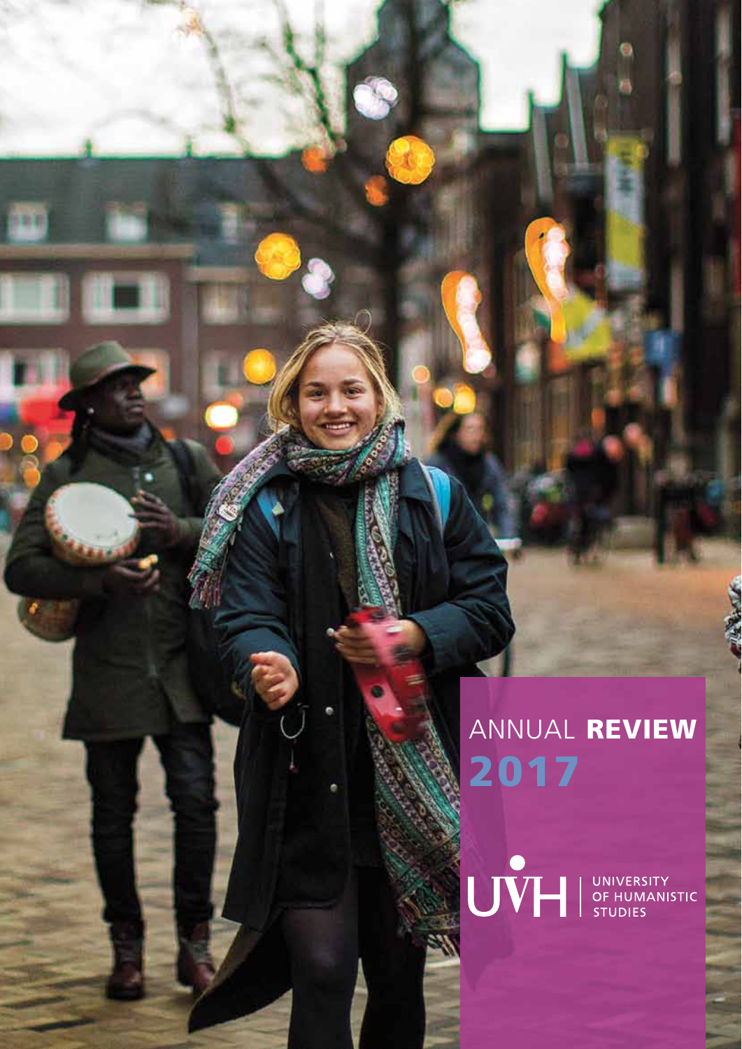# ANNUAL **REVIEW**

# 2017

UVH | UNIVERSITY OF HUMANISTIC STUDIES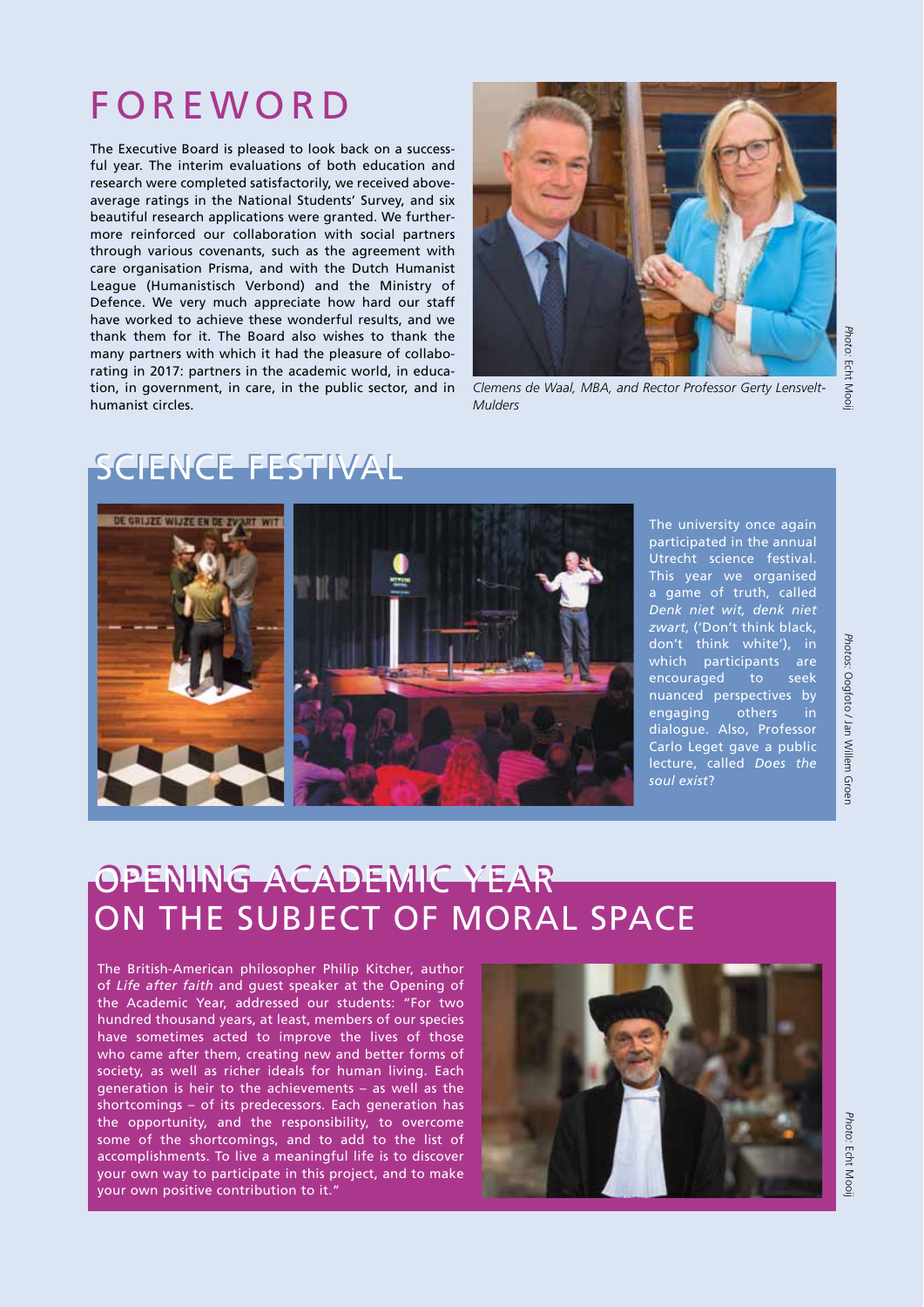# FOREWORD

The Executive Board is pleased to look back on a successful year. The interim evaluations of both education and research were completed satisfactorily, we received above-average ratings in the National Students' Survey, and six beautiful research applications were granted. We furthermore reinforced our collaboration with social partners through various covenants, such as the agreement with care organisation Prisma, and with the Dutch Humanist League (Humanistisch Verbond) and the Ministry of Defence. We very much appreciate how hard our staff have worked to achieve these wonderful results, and we thank them for it. The Board also wishes to thank the many partners with which it had the pleasure of collaborating in 2017: partners in the academic world, in education, in government, in care, in the public sector, and in humanist circles.

*Clemens de Waal, MBA, and Rector Professor Gerty Lensvelt-Mulders*

*Photo:* Echt Mooij

# SCIENCE FESTIVAL

The university once again participated in the annual Utrecht science festival. This year we organised a game of truth, called *Denk niet wit, denk niet zwart*, ('Don't think black, don't think white'), in which participants are encouraged to seek nuanced perspectives by engaging others in dialogue. Also, Professor Carlo Leget gave a public lecture, called *Does the soul exist*?

*Photos:* Oogfoto / Jan Willem Groen

# OPENING ACADEMIC YEAR ON THE SUBJECT OF MORAL SPACE

The British-American philosopher Philip Kitcher, author of *Life after faith* and guest speaker at the Opening of the Academic Year, addressed our students: "For two hundred thousand years, at least, members of our species have sometimes acted to improve the lives of those who came after them, creating new and better forms of society, as well as richer ideals for human living. Each generation is heir to the achievements – as well as the shortcomings – of its predecessors. Each generation has the opportunity, and the responsibility, to overcome some of the shortcomings, and to add to the list of accomplishments. To live a meaningful life is to discover your own way to participate in this project, and to make your own positive contribution to it."

*Photo:* Echt Mooij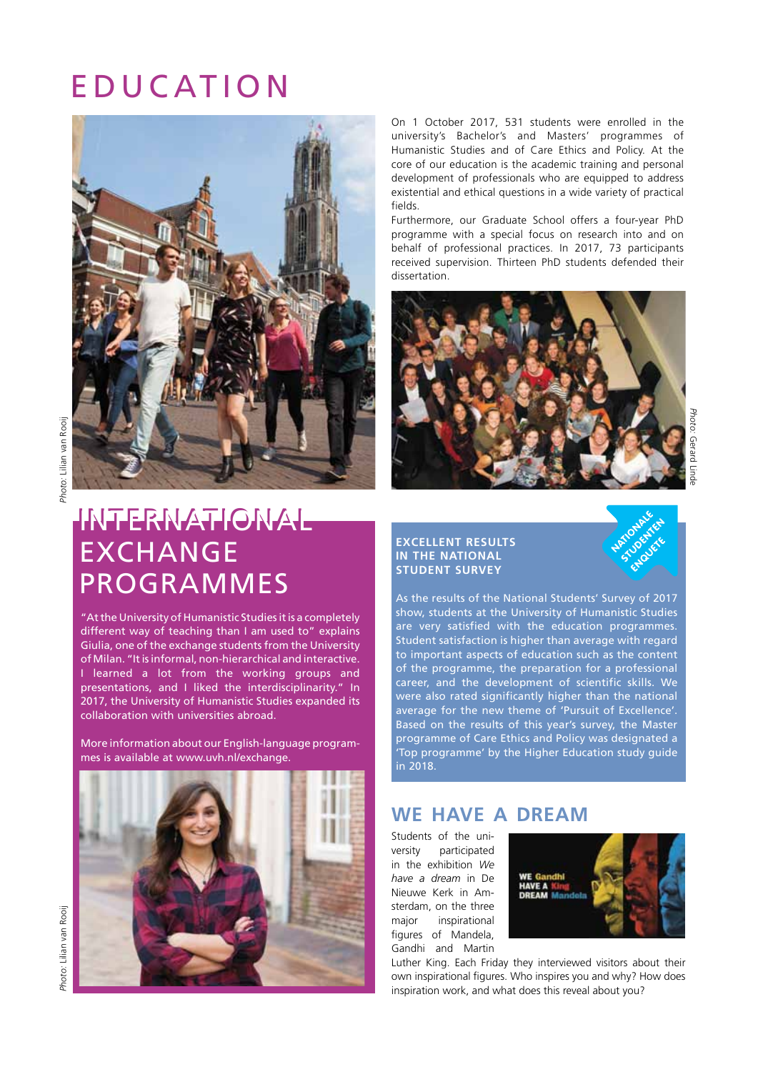# EDUCATION

*Photo*: Lilian van Rooij

On 1 October 2017, 531 students were enrolled in the university's Bachelor's and Masters' programmes of Humanistic Studies and of Care Ethics and Policy. At the core of our education is the academic training and personal development of professionals who are equipped to address existential and ethical questions in a wide variety of practical fields.

Furthermore, our Graduate School offers a four-year PhD programme with a special focus on research into and on behalf of professional practices. In 2017, 73 participants received supervision. Thirteen PhD students defended their dissertation.

*Photo*: Gerard Linde

## INTERNATIONAL EXCHANGE PROGRAMMES

"At the University of Humanistic Studies it is a completely different way of teaching than I am used to" explains Giulia, one of the exchange students from the University of Milan. "It is informal, non-hierarchical and interactive. I learned a lot from the working groups and presentations, and I liked the interdisciplinarity." In 2017, the University of Humanistic Studies expanded its collaboration with universities abroad.

More information about our English-language programmes is available at www.uvh.nl/exchange.

*Photo*: Lilian van Rooij

## EXCELLENT RESULTS IN THE NATIONAL STUDENT SURVEY

NATIONALE STUDENTEN ENQUETE

As the results of the National Students' Survey of 2017 show, students at the University of Humanistic Studies are very satisfied with the education programmes. Student satisfaction is higher than average with regard to important aspects of education such as the content of the programme, the preparation for a professional career, and the development of scientific skills. We were also rated significantly higher than the national average for the new theme of 'Pursuit of Excellence'. Based on the results of this year's survey, the Master programme of Care Ethics and Policy was designated a 'Top programme' by the Higher Education study guide in 2018.

## WE HAVE A DREAM

Students of the university participated in the exhibition *We have a dream* in De Nieuwe Kerk in Amsterdam, on the three major inspirational figures of Mandela, Gandhi and Martin Luther King. Each Friday they interviewed visitors about their own inspirational figures. Who inspires you and why? How does inspiration work, and what does this reveal about you?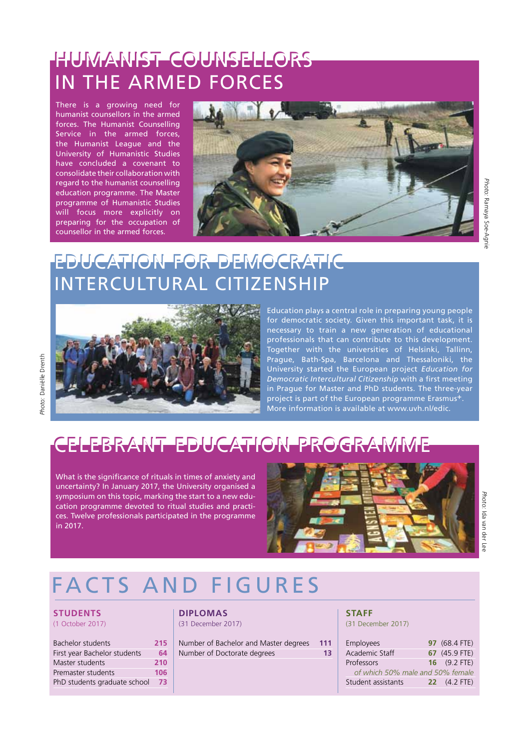# HUMANIST COUNSELLORS IN THE ARMED FORCES

There is a growing need for humanist counsellors in the armed forces. The Humanist Counselling Service in the armed forces, the Humanist League and the University of Humanistic Studies have concluded a covenant to consolidate their collaboration with regard to the humanist counselling education programme. The Master programme of Humanistic Studies will focus more explicitly on preparing for the occupation of counsellor in the armed forces.

*Photo:* Ramaya Soe-Agnie

# EDUCATION FOR DEMOCRATIC INTERCULTURAL CITIZENSHIP

*Photo:* Daniëlle Drenth

Education plays a central role in preparing young people for democratic society. Given this important task, it is necessary to train a new generation of educational professionals that can contribute to this development. Together with the universities of Helsinki, Tallinn, Prague, Bath-Spa, Barcelona and Thessaloniki, the University started the European project *Education for Democratic Intercultural Citizenship* with a first meeting in Prague for Master and PhD students. The three-year project is part of the European programme Erasmus+. More information is available at www.uvh.nl/edic.

# CELEBRANT EDUCATION PROGRAMME

What is the significance of rituals in times of anxiety and uncertainty? In January 2017, the University organised a symposium on this topic, marking the start to a new education programme devoted to ritual studies and practices. Twelve professionals participated in the programme in 2017.

*Photo:* Ida van der Lee

# FACTS AND FIGURES

## STUDENTS
(1 October 2017)

| | |
|---|---|
| Bachelor students | **215** |
| First year Bachelor students | **64** |
| Master students | **210** |
| Premaster students | **106** |
| PhD students graduate school | **73** |

## DIPLOMAS
(31 December 2017)

| | |
|---|---|
| Number of Bachelor and Master degrees | **111** |
| Number of Doctorate degrees | **13** |

## STAFF
(31 December 2017)

| | | |
|---|---|---|
| Employees | **97** | (68.4 FTE) |
| Academic Staff | **67** | (45.9 FTE) |
| Professors | **16** | (9.2 FTE) |
| *of which 50% male and 50% female* | | |
| Student assistants | **22** | (4.2 FTE) |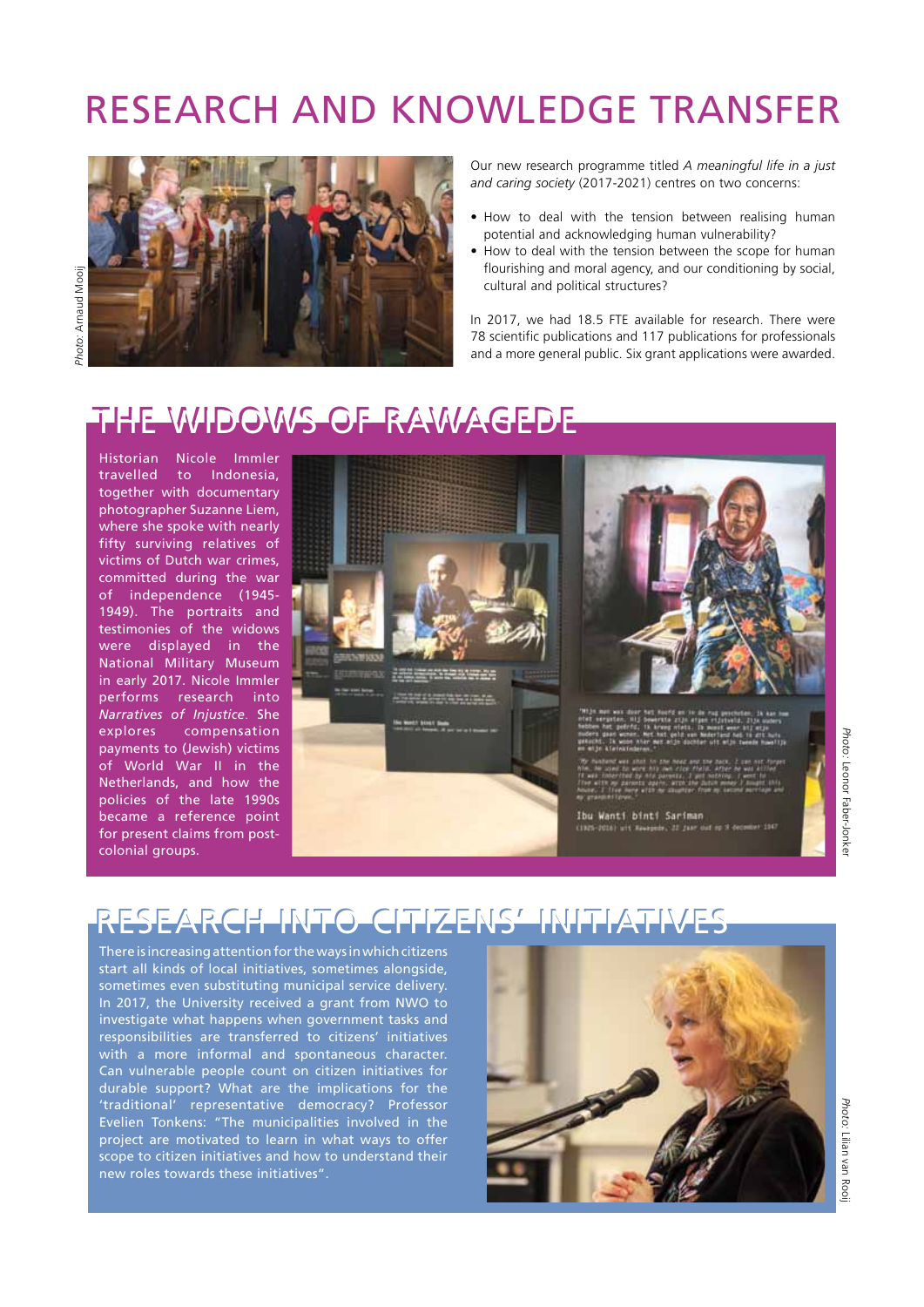# RESEARCH AND KNOWLEDGE TRANSFER

*Photo:* Arnaud Mooij

Our new research programme titled *A meaningful life in a just and caring society* (2017-2021) centres on two concerns:

- How to deal with the tension between realising human potential and acknowledging human vulnerability?
- How to deal with the tension between the scope for human flourishing and moral agency, and our conditioning by social, cultural and political structures?

In 2017, we had 18.5 FTE available for research. There were 78 scientific publications and 117 publications for professionals and a more general public. Six grant applications were awarded.

## THE WIDOWS OF RAWAGEDE

Historian Nicole Immler travelled to Indonesia, together with documentary photographer Suzanne Liem, where she spoke with nearly fifty surviving relatives of victims of Dutch war crimes, committed during the war of independence (1945-1949). The portraits and testimonies of the widows were displayed in the National Military Museum in early 2017. Nicole Immler performs research into *Narratives of Injustice*. She explores compensation payments to (Jewish) victims of World War II in the Netherlands, and how the policies of the late 1990s became a reference point for present claims from post-colonial groups.

*Photo:* Leonor Faber-Jonker

## RESEARCH INTO CITIZENS' INITIATIVES

There is increasing attention for the ways in which citizens start all kinds of local initiatives, sometimes alongside, sometimes even substituting municipal service delivery. In 2017, the University received a grant from NWO to investigate what happens when government tasks and responsibilities are transferred to citizens' initiatives with a more informal and spontaneous character. Can vulnerable people count on citizen initiatives for durable support? What are the implications for the 'traditional' representative democracy? Professor Evelien Tonkens: "The municipalities involved in the project are motivated to learn in what ways to offer scope to citizen initiatives and how to understand their new roles towards these initiatives".

*Photo:* Lilian van Rooij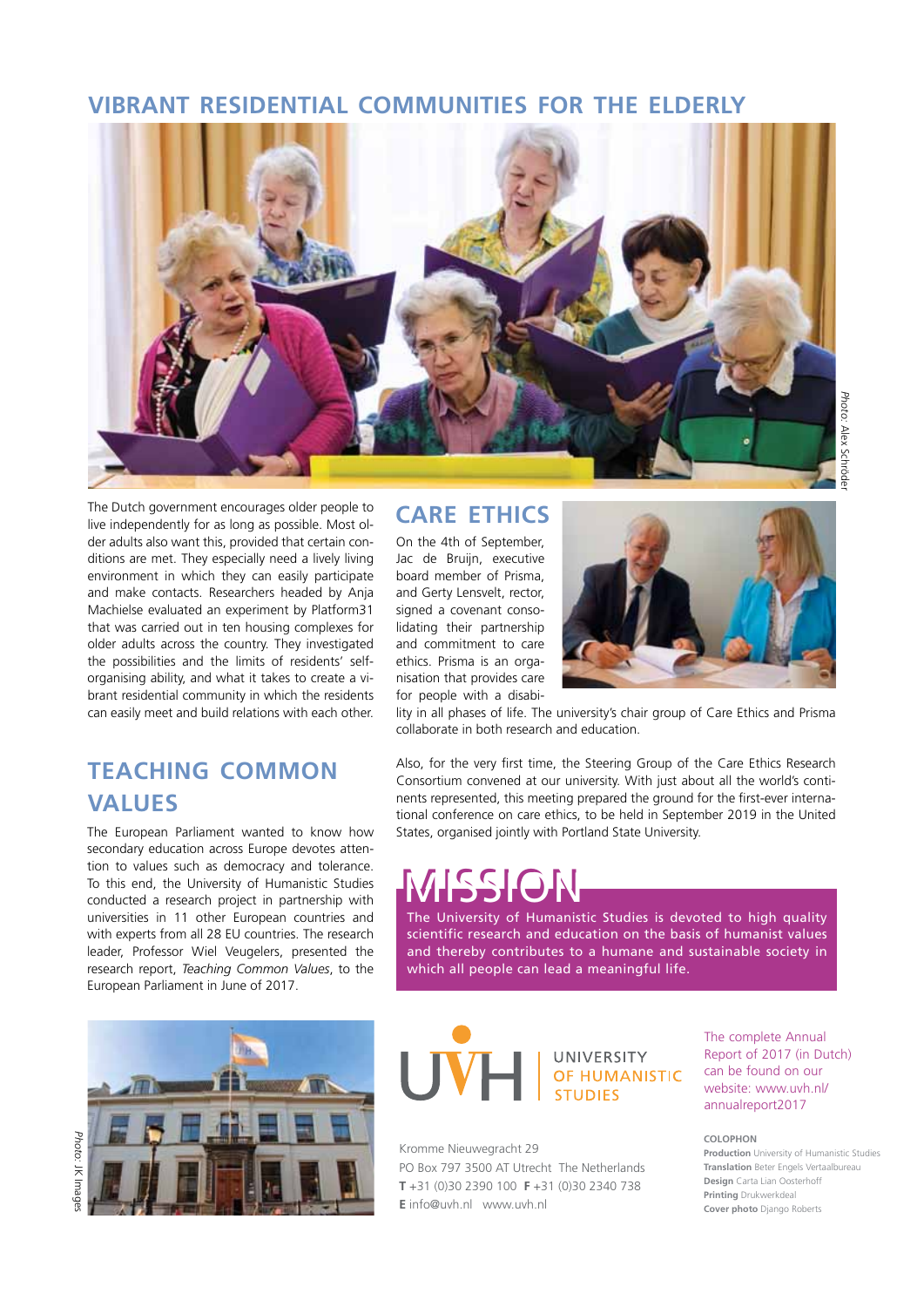## VIBRANT RESIDENTIAL COMMUNITIES FOR THE ELDERLY

Photo: Alex Schröder

The Dutch government encourages older people to live independently for as long as possible. Most older adults also want this, provided that certain conditions are met. They especially need a lively living environment in which they can easily participate and make contacts. Researchers headed by Anja Machielse evaluated an experiment by Platform31 that was carried out in ten housing complexes for older adults across the country. They investigated the possibilities and the limits of residents' self-organising ability, and what it takes to create a vibrant residential community in which the residents can easily meet and build relations with each other.

## TEACHING COMMON VALUES

The European Parliament wanted to know how secondary education across Europe devotes attention to values such as democracy and tolerance. To this end, the University of Humanistic Studies conducted a research project in partnership with universities in 11 other European countries and with experts from all 28 EU countries. The research leader, Professor Wiel Veugelers, presented the research report, *Teaching Common Values*, to the European Parliament in June of 2017.

## CARE ETHICS

On the 4th of September, Jac de Bruijn, executive board member of Prisma, and Gerty Lensvelt, rector, signed a covenant consolidating their partnership and commitment to care ethics. Prisma is an organisation that provides care for people with a disability in all phases of life. The university's chair group of Care Ethics and Prisma collaborate in both research and education.

Also, for the very first time, the Steering Group of the Care Ethics Research Consortium convened at our university. With just about all the world's continents represented, this meeting prepared the ground for the first-ever international conference on care ethics, to be held in September 2019 in the United States, organised jointly with Portland State University.

## MISSION

The University of Humanistic Studies is devoted to high quality scientific research and education on the basis of humanist values and thereby contributes to a humane and sustainable society in which all people can lead a meaningful life.

Photo: JK Images

UVH | UNIVERSITY OF HUMANISTIC STUDIES

Kromme Nieuwegracht 29
PO Box 797 3500 AT Utrecht The Netherlands
**T** +31 (0)30 2390 100 **F** +31 (0)30 2340 738
**E** info@uvh.nl www.uvh.nl

The complete Annual Report of 2017 (in Dutch) can be found on our website: www.uvh.nl/annualreport2017

**COLOPHON**
**Production** University of Humanistic Studies
**Translation** Beter Engels Vertaalbureau
**Design** Carta Lian Oosterhoff
**Printing** Drukwerkdeal
**Cover photo** Django Roberts